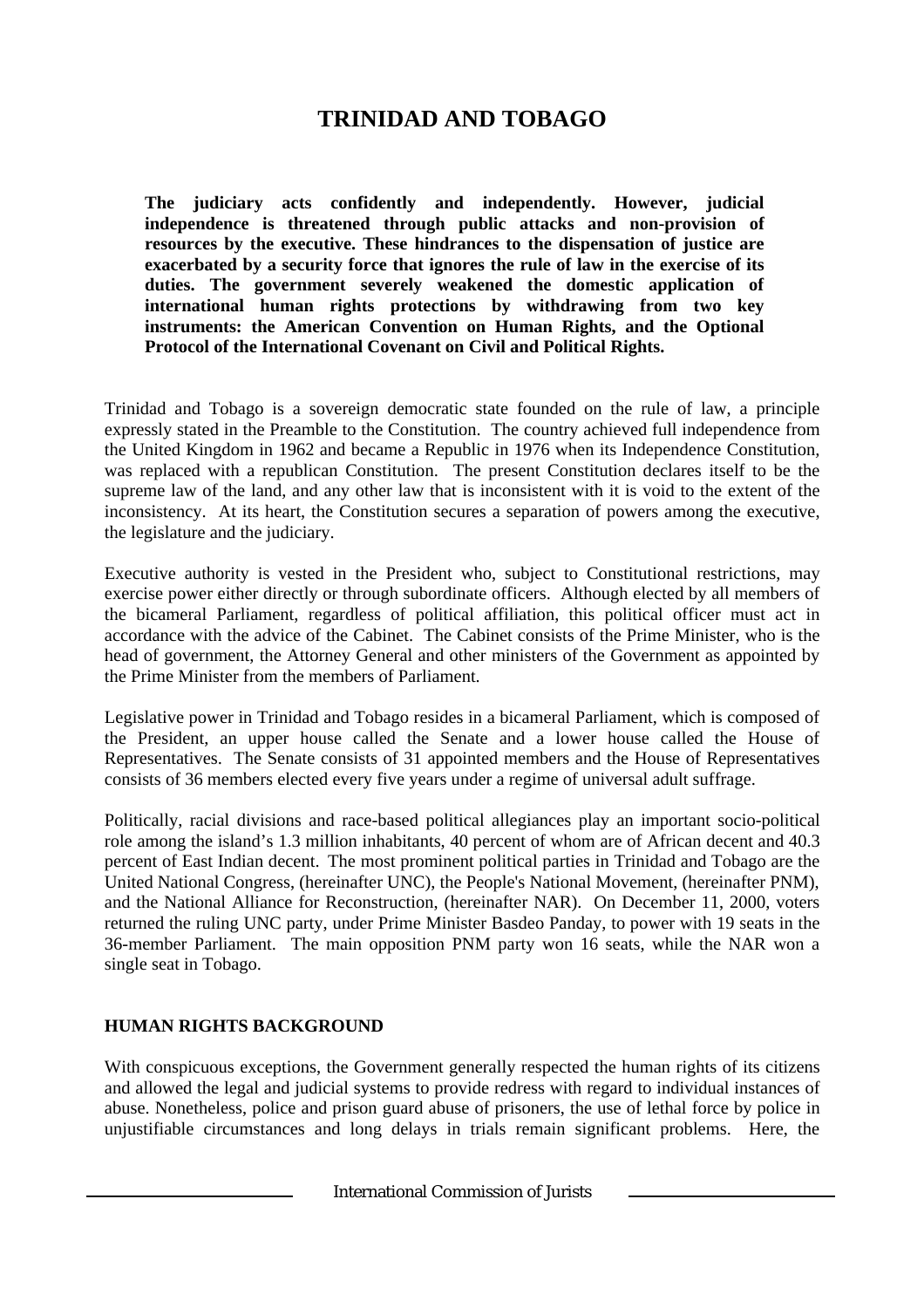# TRINIDAD AND TOBAGO

**The judiciary acts confidently and independently. However, judicial independence is threatened through public attacks and non-provision of resources by the executive. These hindrances to the dispensation of justice are exacerbated by a security force that ignores the rule of law in the exercise of its duties. The government severely weakened the domestic application of international human rights protections by withdrawing from two key instruments: the American Convention on Human Rights, and the Optional Protocol of the International Covenant on Civil and Political Rights.**

Trinidad and Tobago is a sovereign democratic state founded on the rule of law, a principle expressly stated in the Preamble to the Constitution. The country achieved full independence from the United Kingdom in 1962 and became a Republic in 1976 when its Independence Constitution, was replaced with a republican Constitution. The present Constitution declares itself to be the supreme law of the land, and any other law that is inconsistent with it is void to the extent of the inconsistency. At its heart, the Constitution secures a separation of powers among the executive, the legislature and the judiciary.

Executive authority is vested in the President who, subject to Constitutional restrictions, may exercise power either directly or through subordinate officers. Although elected by all members of the bicameral Parliament, regardless of political affiliation, this political officer must act in accordance with the advice of the Cabinet. The Cabinet consists of the Prime Minister, who is the head of government, the Attorney General and other ministers of the Government as appointed by the Prime Minister from the members of Parliament.

Legislative power in Trinidad and Tobago resides in a bicameral Parliament, which is composed of the President, an upper house called the Senate and a lower house called the House of Representatives. The Senate consists of 31 appointed members and the House of Representatives consists of 36 members elected every five years under a regime of universal adult suffrage.

Politically, racial divisions and race-based political allegiances play an important socio-political role among the island's 1.3 million inhabitants, 40 percent of whom are of African decent and 40.3 percent of East Indian decent. The most prominent political parties in Trinidad and Tobago are the United National Congress, (hereinafter UNC), the People's National Movement, (hereinafter PNM), and the National Alliance for Reconstruction, (hereinafter NAR). On December 11, 2000, voters returned the ruling UNC party, under Prime Minister Basdeo Panday, to power with 19 seats in the 36-member Parliament. The main opposition PNM party won 16 seats, while the NAR won a single seat in Tobago.

## HUMAN RIGHTS BACKGROUND

With conspicuous exceptions, the Government generally respected the human rights of its citizens and allowed the legal and judicial systems to provide redress with regard to individual instances of abuse. Nonetheless, police and prison guard abuse of prisoners, the use of lethal force by police in unjustifiable circumstances and long delays in trials remain significant problems. Here, the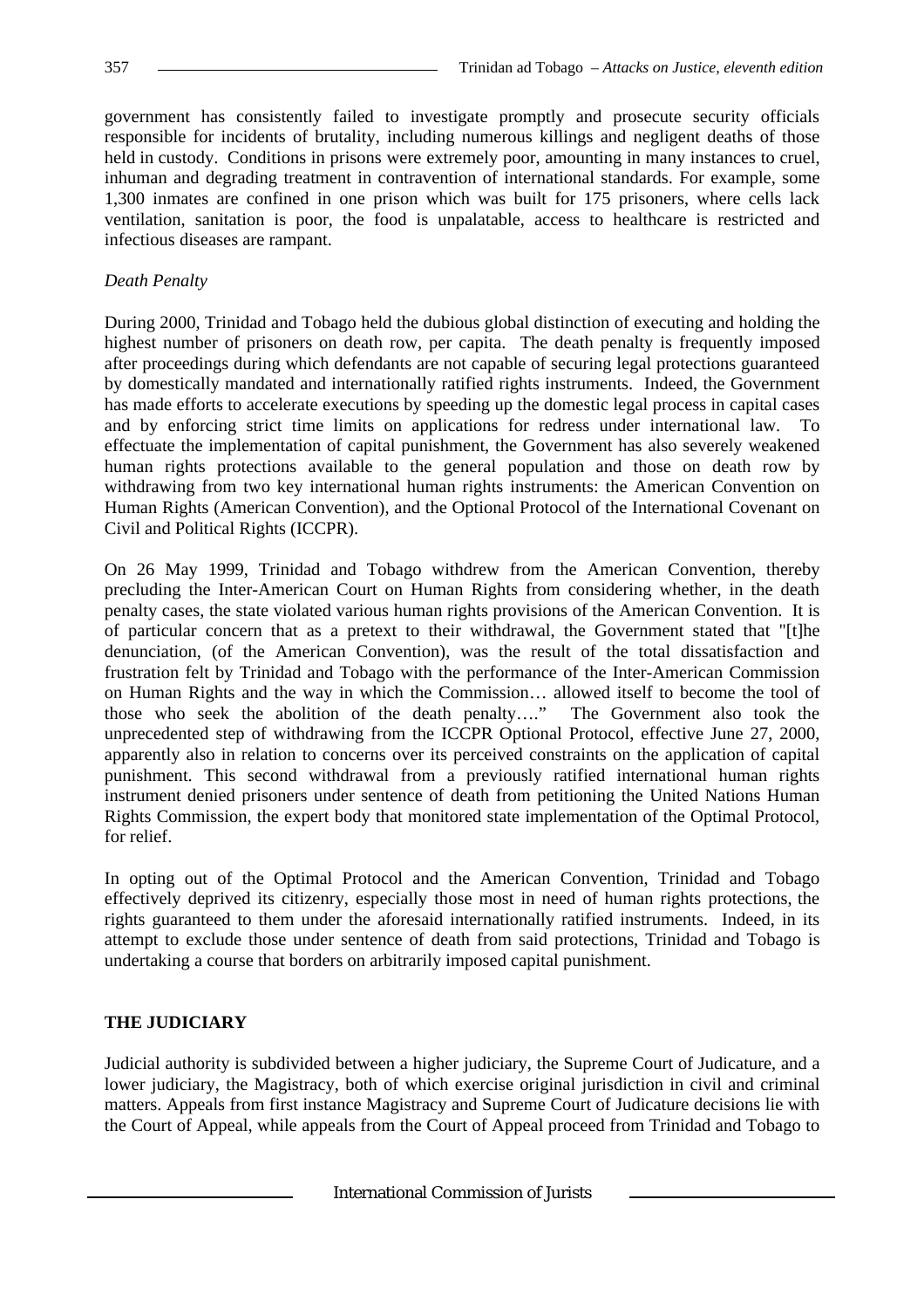government has consistently failed to investigate promptly and prosecute security officials responsible for incidents of brutality, including numerous killings and negligent deaths of those held in custody. Conditions in prisons were extremely poor, amounting in many instances to cruel, inhuman and degrading treatment in contravention of international standards. For example, some 1,300 inmates are confined in one prison which was built for 175 prisoners, where cells lack ventilation, sanitation is poor, the food is unpalatable, access to healthcare is restricted and infectious diseases are rampant.

*Death Penalty*

During 2000, Trinidad and Tobago held the dubious global distinction of executing and holding the highest number of prisoners on death row, per capita. The death penalty is frequently imposed after proceedings during which defendants are not capable of securing legal protections guaranteed by domestically mandated and internationally ratified rights instruments. Indeed, the Government has made efforts to accelerate executions by speeding up the domestic legal process in capital cases and by enforcing strict time limits on applications for redress under international law. To effectuate the implementation of capital punishment, the Government has also severely weakened human rights protections available to the general population and those on death row by withdrawing from two key international human rights instruments: the American Convention on Human Rights (American Convention), and the Optional Protocol of the International Covenant on Civil and Political Rights (ICCPR).

On 26 May 1999, Trinidad and Tobago withdrew from the American Convention, thereby precluding the Inter-American Court on Human Rights from considering whether, in the death penalty cases, the state violated various human rights provisions of the American Convention. It is of particular concern that as a pretext to their withdrawal, the Government stated that "[t]he denunciation, (of the American Convention), was the result of the total dissatisfaction and frustration felt by Trinidad and Tobago with the performance of the Inter-American Commission on Human Rights and the way in which the Commission… allowed itself to become the tool of those who seek the abolition of the death penalty…." The Government also took the unprecedented step of withdrawing from the ICCPR Optional Protocol, effective June 27, 2000, apparently also in relation to concerns over its perceived constraints on the application of capital punishment. This second withdrawal from a previously ratified international human rights instrument denied prisoners under sentence of death from petitioning the United Nations Human Rights Commission, the expert body that monitored state implementation of the Optimal Protocol, for relief.

In opting out of the Optimal Protocol and the American Convention, Trinidad and Tobago effectively deprived its citizenry, especially those most in need of human rights protections, the rights guaranteed to them under the aforesaid internationally ratified instruments. Indeed, in its attempt to exclude those under sentence of death from said protections, Trinidad and Tobago is undertaking a course that borders on arbitrarily imposed capital punishment.

## THE JUDICIARY

Judicial authority is subdivided between a higher judiciary, the Supreme Court of Judicature, and a lower judiciary, the Magistracy, both of which exercise original jurisdiction in civil and criminal matters. Appeals from first instance Magistracy and Supreme Court of Judicature decisions lie with the Court of Appeal, while appeals from the Court of Appeal proceed from Trinidad and Tobago to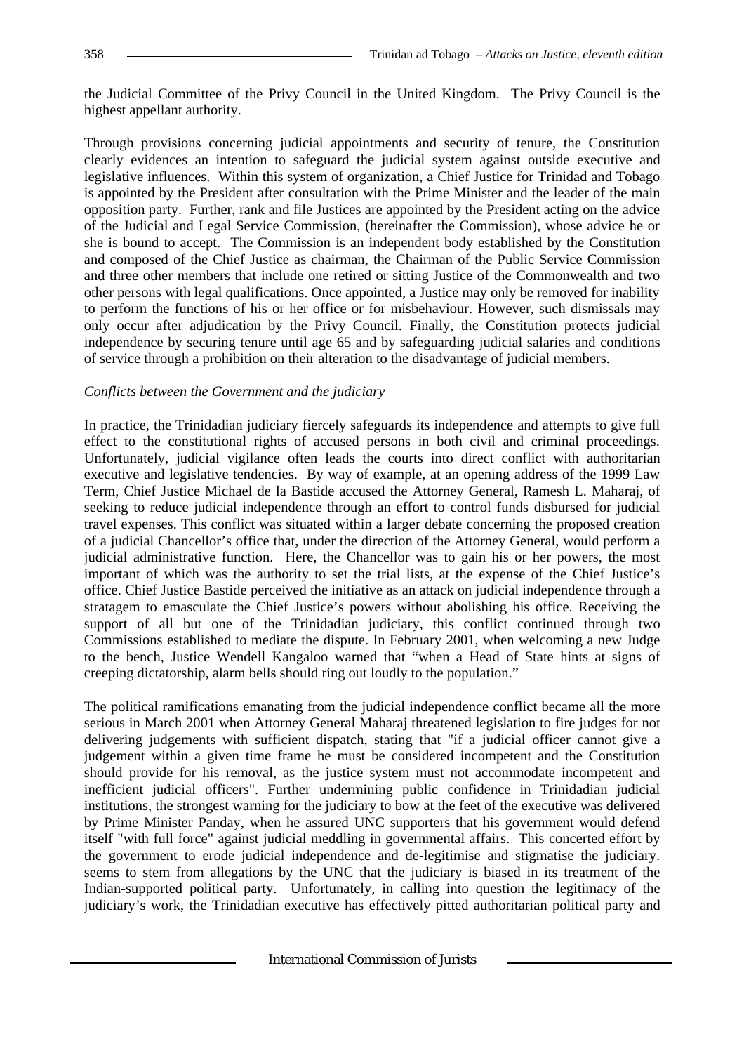the Judicial Committee of the Privy Council in the United Kingdom. The Privy Council is the highest appellant authority.

Through provisions concerning judicial appointments and security of tenure, the Constitution clearly evidences an intention to safeguard the judicial system against outside executive and legislative influences. Within this system of organization, a Chief Justice for Trinidad and Tobago is appointed by the President after consultation with the Prime Minister and the leader of the main opposition party. Further, rank and file Justices are appointed by the President acting on the advice of the Judicial and Legal Service Commission, (hereinafter the Commission), whose advice he or she is bound to accept. The Commission is an independent body established by the Constitution and composed of the Chief Justice as chairman, the Chairman of the Public Service Commission and three other members that include one retired or sitting Justice of the Commonwealth and two other persons with legal qualifications. Once appointed, a Justice may only be removed for inability to perform the functions of his or her office or for misbehaviour. However, such dismissals may only occur after adjudication by the Privy Council. Finally, the Constitution protects judicial independence by securing tenure until age 65 and by safeguarding judicial salaries and conditions of service through a prohibition on their alteration to the disadvantage of judicial members.

*Conflicts between the Government and the judiciary*

In practice, the Trinidadian judiciary fiercely safeguards its independence and attempts to give full effect to the constitutional rights of accused persons in both civil and criminal proceedings. Unfortunately, judicial vigilance often leads the courts into direct conflict with authoritarian executive and legislative tendencies. By way of example, at an opening address of the 1999 Law Term, Chief Justice Michael de la Bastide accused the Attorney General, Ramesh L. Maharaj, of seeking to reduce judicial independence through an effort to control funds disbursed for judicial travel expenses. This conflict was situated within a larger debate concerning the proposed creation of a judicial Chancellor's office that, under the direction of the Attorney General, would perform a judicial administrative function. Here, the Chancellor was to gain his or her powers, the most important of which was the authority to set the trial lists, at the expense of the Chief Justice's office. Chief Justice Bastide perceived the initiative as an attack on judicial independence through a stratagem to emasculate the Chief Justice's powers without abolishing his office. Receiving the support of all but one of the Trinidadian judiciary, this conflict continued through two Commissions established to mediate the dispute. In February 2001, when welcoming a new Judge to the bench, Justice Wendell Kangaloo warned that "when a Head of State hints at signs of creeping dictatorship, alarm bells should ring out loudly to the population."

The political ramifications emanating from the judicial independence conflict became all the more serious in March 2001 when Attorney General Maharaj threatened legislation to fire judges for not delivering judgements with sufficient dispatch, stating that "if a judicial officer cannot give a judgement within a given time frame he must be considered incompetent and the Constitution should provide for his removal, as the justice system must not accommodate incompetent and inefficient judicial officers". Further undermining public confidence in Trinidadian judicial institutions, the strongest warning for the judiciary to bow at the feet of the executive was delivered by Prime Minister Panday, when he assured UNC supporters that his government would defend itself "with full force" against judicial meddling in governmental affairs. This concerted effort by the government to erode judicial independence and de-legitimise and stigmatise the judiciary. seems to stem from allegations by the UNC that the judiciary is biased in its treatment of the Indian-supported political party. Unfortunately, in calling into question the legitimacy of the judiciary's work, the Trinidadian executive has effectively pitted authoritarian political party and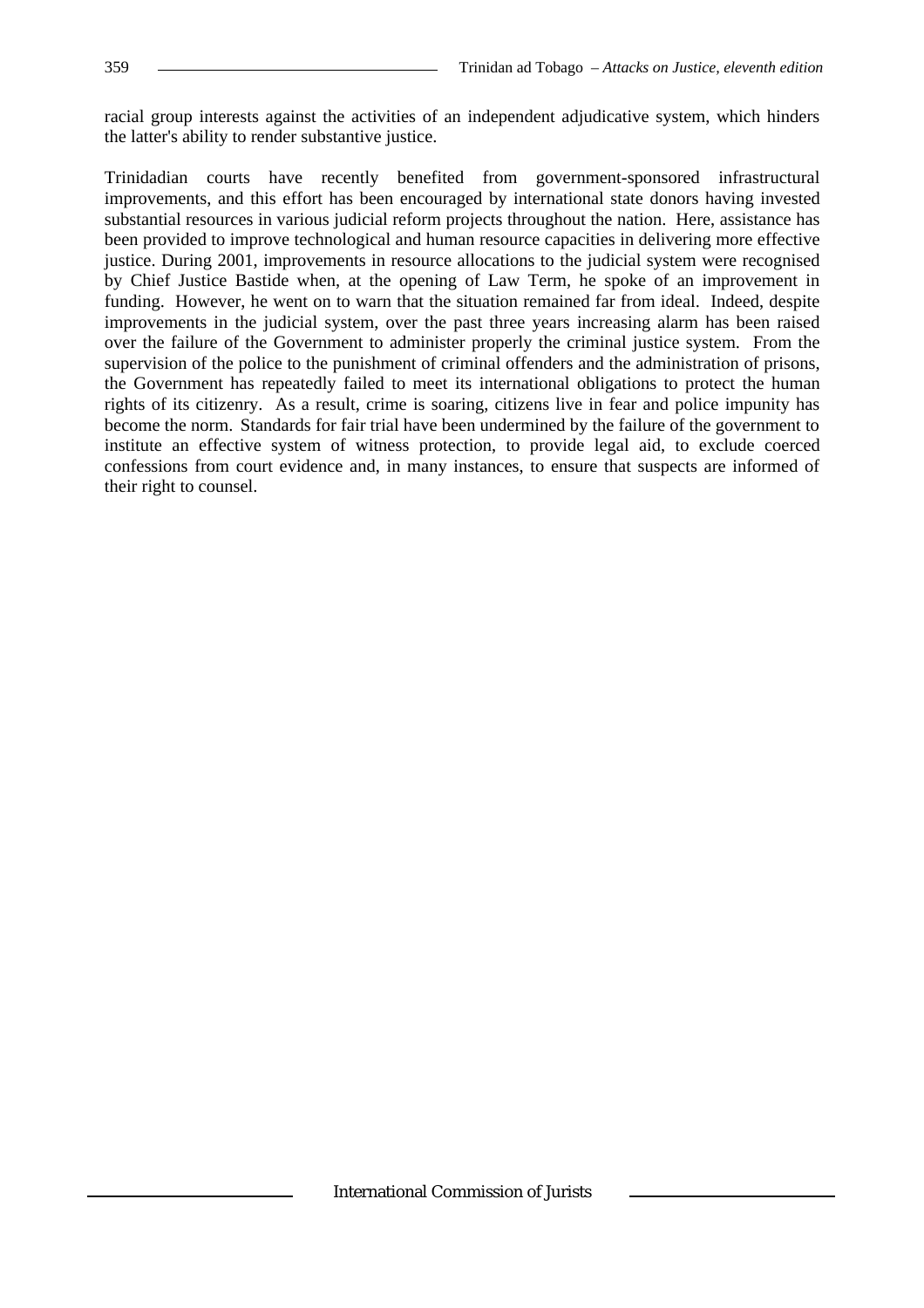racial group interests against the activities of an independent adjudicative system, which hinders the latter's ability to render substantive justice.

Trinidadian courts have recently benefited from government-sponsored infrastructural improvements, and this effort has been encouraged by international state donors having invested substantial resources in various judicial reform projects throughout the nation. Here, assistance has been provided to improve technological and human resource capacities in delivering more effective justice. During 2001, improvements in resource allocations to the judicial system were recognised by Chief Justice Bastide when, at the opening of Law Term, he spoke of an improvement in funding. However, he went on to warn that the situation remained far from ideal. Indeed, despite improvements in the judicial system, over the past three years increasing alarm has been raised over the failure of the Government to administer properly the criminal justice system. From the supervision of the police to the punishment of criminal offenders and the administration of prisons, the Government has repeatedly failed to meet its international obligations to protect the human rights of its citizenry. As a result, crime is soaring, citizens live in fear and police impunity has become the norm. Standards for fair trial have been undermined by the failure of the government to institute an effective system of witness protection, to provide legal aid, to exclude coerced confessions from court evidence and, in many instances, to ensure that suspects are informed of their right to counsel.